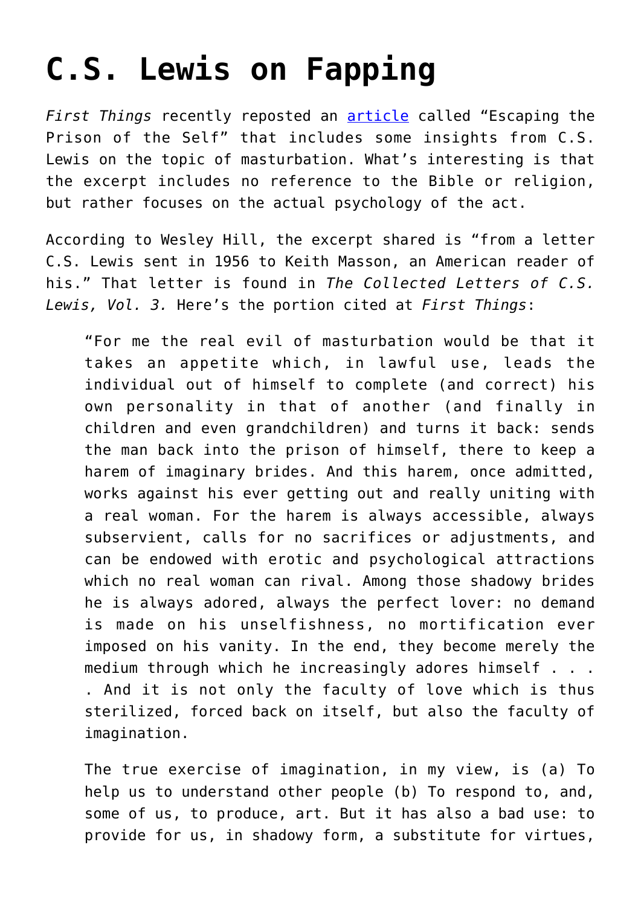# C.S. Lewis on Fapping

*First Things* recently reposted an [article](#) called "Escaping the Prison of the Self" that includes some insights from C.S. Lewis on the topic of masturbation. What's interesting is that the excerpt includes no reference to the Bible or religion, but rather focuses on the actual psychology of the act.

According to Wesley Hill, the excerpt shared is "from a letter C.S. Lewis sent in 1956 to Keith Masson, an American reader of his." That letter is found in *The Collected Letters of C.S. Lewis, Vol. 3.* Here's the portion cited at *First Things*:

> "For me the real evil of masturbation would be that it takes an appetite which, in lawful use, leads the individual out of himself to complete (and correct) his own personality in that of another (and finally in children and even grandchildren) and turns it back: sends the man back into the prison of himself, there to keep a harem of imaginary brides. And this harem, once admitted, works against his ever getting out and really uniting with a real woman. For the harem is always accessible, always subservient, calls for no sacrifices or adjustments, and can be endowed with erotic and psychological attractions which no real woman can rival. Among those shadowy brides he is always adored, always the perfect lover: no demand is made on his unselfishness, no mortification ever imposed on his vanity. In the end, they become merely the medium through which he increasingly adores himself . . . . And it is not only the faculty of love which is thus sterilized, forced back on itself, but also the faculty of imagination.
>
> The true exercise of imagination, in my view, is (a) To help us to understand other people (b) To respond to, and, some of us, to produce, art. But it has also a bad use: to provide for us, in shadowy form, a substitute for virtues,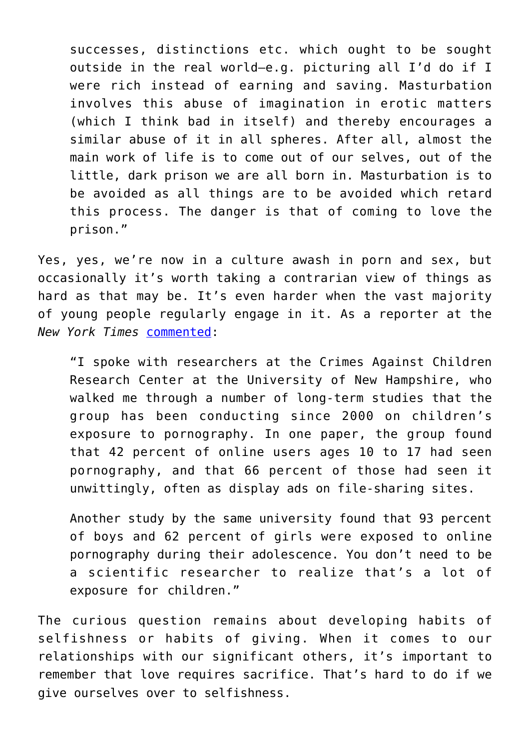> successes, distinctions etc. which ought to be sought outside in the real world—e.g. picturing all I'd do if I were rich instead of earning and saving. Masturbation involves this abuse of imagination in erotic matters (which I think bad in itself) and thereby encourages a similar abuse of it in all spheres. After all, almost the main work of life is to come out of our selves, out of the little, dark prison we are all born in. Masturbation is to be avoided as all things are to be avoided which retard this process. The danger is that of coming to love the prison."

Yes, yes, we're now in a culture awash in porn and sex, but occasionally it's worth taking a contrarian view of things as hard as that may be. It's even harder when the vast majority of young people regularly engage in it. As a reporter at the *New York Times* commented:

> "I spoke with researchers at the Crimes Against Children Research Center at the University of New Hampshire, who walked me through a number of long-term studies that the group has been conducting since 2000 on children's exposure to pornography. In one paper, the group found that 42 percent of online users ages 10 to 17 had seen pornography, and that 66 percent of those had seen it unwittingly, often as display ads on file-sharing sites.
>
> Another study by the same university found that 93 percent of boys and 62 percent of girls were exposed to online pornography during their adolescence. You don't need to be a scientific researcher to realize that's a lot of exposure for children."

The curious question remains about developing habits of selfishness or habits of giving. When it comes to our relationships with our significant others, it's important to remember that love requires sacrifice. That's hard to do if we give ourselves over to selfishness.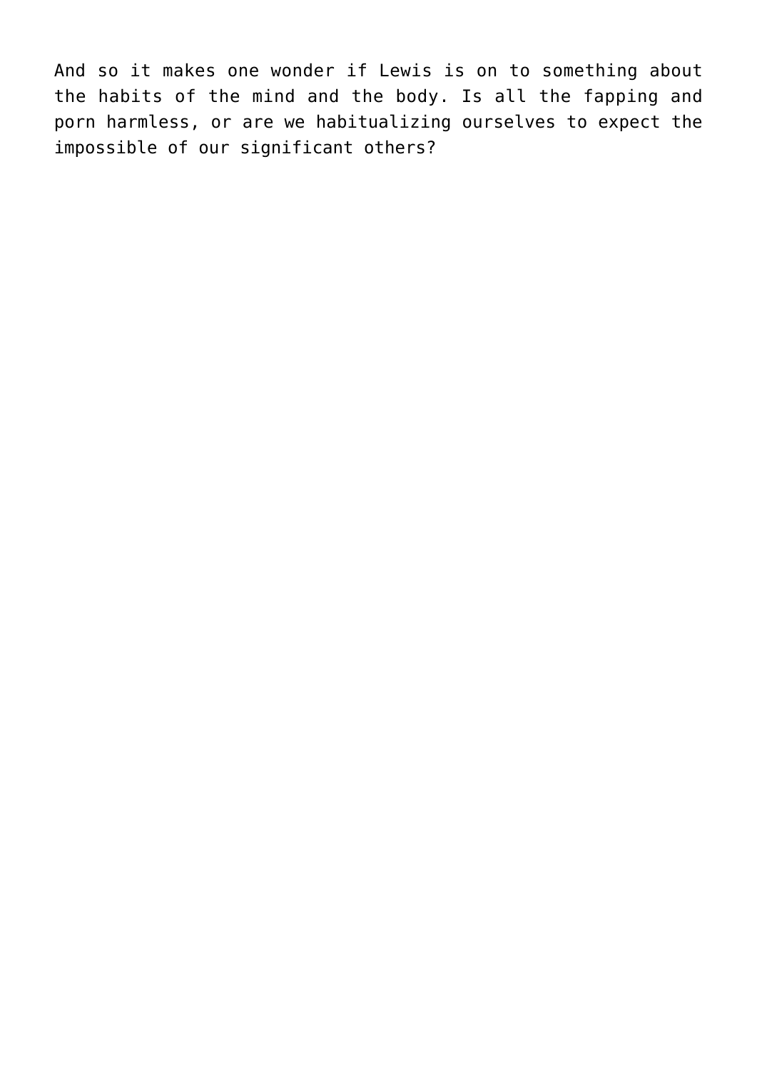And so it makes one wonder if Lewis is on to something about the habits of the mind and the body. Is all the fapping and porn harmless, or are we habitualizing ourselves to expect the impossible of our significant others?